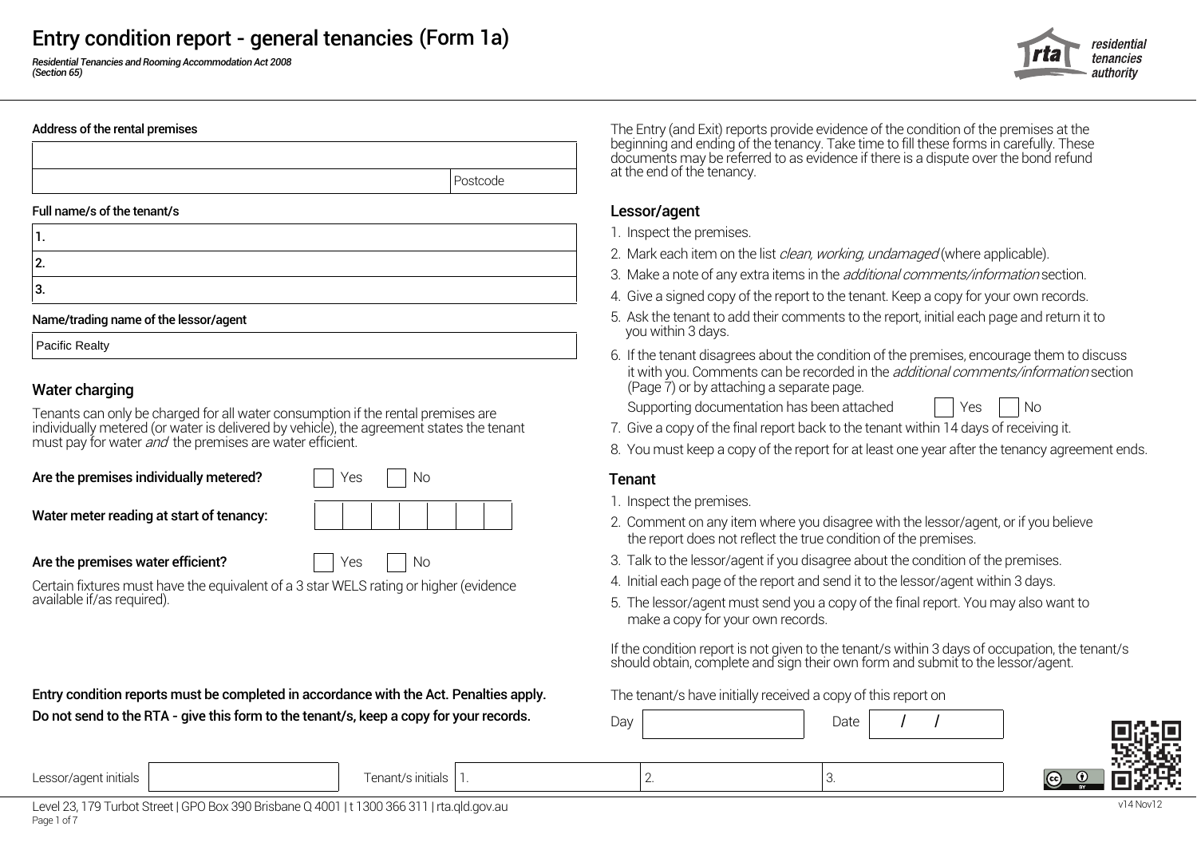# Entry condition report - general tenancies (Form 1a)

***Residential Tenancies and Rooming Accommodation Act 2008 (Section 65)***

residential tenancies authority

**Address of the rental premises**

| |
|---|
| |
| Postcode |

**Full name/s of the tenant/s**

| |
|---|
| 1. |
| 2. |
| 3. |

**Name/trading name of the lessor/agent**

| |
|---|
| Pacific Realty |

## Water charging

Tenants can only be charged for all water consumption if the rental premises are individually metered (or water is delivered by vehicle), the agreement states the tenant must pay for water *and* the premises are water efficient.

**Are the premises individually metered?** ☐ Yes ☐ No

**Water meter reading at start of tenancy:**

| | | | | | | |
|---|---|---|---|---|---|---|
| | | | | | | |

**Are the premises water efficient?** ☐ Yes ☐ No

Certain fixtures must have the equivalent of a 3 star WELS rating or higher (evidence available if/as required).

**Entry condition reports must be completed in accordance with the Act. Penalties apply.**

**Do not send to the RTA - give this form to the tenant/s, keep a copy for your records.**

The Entry (and Exit) reports provide evidence of the condition of the premises at the beginning and ending of the tenancy. Take time to fill these forms in carefully. These documents may be referred to as evidence if there is a dispute over the bond refund at the end of the tenancy.

## Lessor/agent

1. Inspect the premises.
2. Mark each item on the list *clean, working, undamaged* (where applicable).
3. Make a note of any extra items in the *additional comments/information* section.
4. Give a signed copy of the report to the tenant. Keep a copy for your own records.
5. Ask the tenant to add their comments to the report, initial each page and return it to you within 3 days.
6. If the tenant disagrees about the condition of the premises, encourage them to discuss it with you. Comments can be recorded in the *additional comments/information* section (Page 7) or by attaching a separate page.

   Supporting documentation has been attached ☐ Yes ☐ No
7. Give a copy of the final report back to the tenant within 14 days of receiving it.
8. You must keep a copy of the report for at least one year after the tenancy agreement ends.

## Tenant

1. Inspect the premises.
2. Comment on any item where you disagree with the lessor/agent, or if you believe the report does not reflect the true condition of the premises.
3. Talk to the lessor/agent if you disagree about the condition of the premises.
4. Initial each page of the report and send it to the lessor/agent within 3 days.
5. The lessor/agent must send you a copy of the final report. You may also want to make a copy for your own records.

If the condition report is not given to the tenant/s within 3 days of occupation, the tenant/s should obtain, complete and sign their own form and submit to the lessor/agent.

The tenant/s have initially received a copy of this report on

Day ____________ Date ___ / ___ / ___

Lessor/agent initials ____________ Tenant/s initials 1. ____________ 2. ____________ 3. ____________

Level 23, 179 Turbot Street | GPO Box 390 Brisbane Q 4001 | t 1300 366 311 | rta.qld.gov.au

v14 Nov12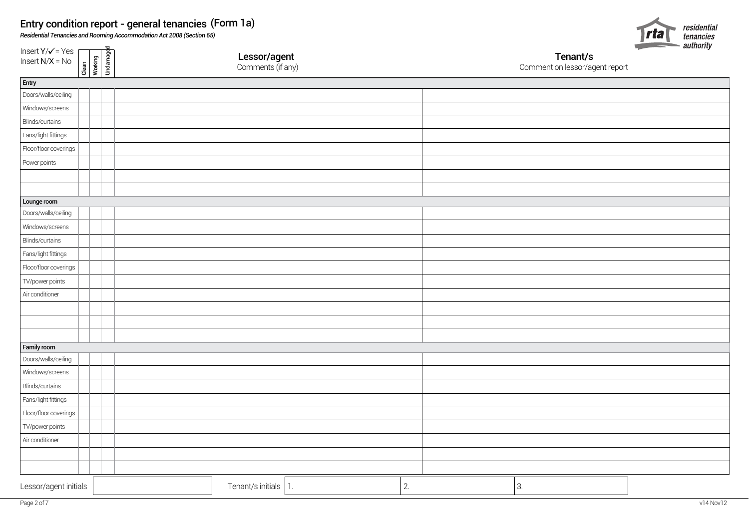# Entry condition report - general tenancies (Form 1a)

*Residential Tenancies and Rooming Accommodation Act 2008 (Section 65)*

residential tenancies authority

Insert Y/✓ = Yes
Insert N/X = No

| | Clean | Working | Undamaged | Lessor/agent Comments (if any) | Tenant/s Comment on lessor/agent report |
|---|---|---|---|---|---|
| **Entry** | | | | | |
| Doors/walls/ceiling | | | | | |
| Windows/screens | | | | | |
| Blinds/curtains | | | | | |
| Fans/light fittings | | | | | |
| Floor/floor coverings | | | | | |
| Power points | | | | | |
| | | | | | |
| | | | | | |
| **Lounge room** | | | | | |
| Doors/walls/ceiling | | | | | |
| Windows/screens | | | | | |
| Blinds/curtains | | | | | |
| Fans/light fittings | | | | | |
| Floor/floor coverings | | | | | |
| TV/power points | | | | | |
| Air conditioner | | | | | |
| | | | | | |
| | | | | | |
| | | | | | |
| **Family room** | | | | | |
| Doors/walls/ceiling | | | | | |
| Windows/screens | | | | | |
| Blinds/curtains | | | | | |
| Fans/light fittings | | | | | |
| Floor/floor coverings | | | | | |
| TV/power points | | | | | |
| Air conditioner | | | | | |
| | | | | | |
| | | | | | |

| Lessor/agent initials | | Tenant/s initials | 1. | 2. | 3. |
|---|---|---|---|---|---|

v14 Nov12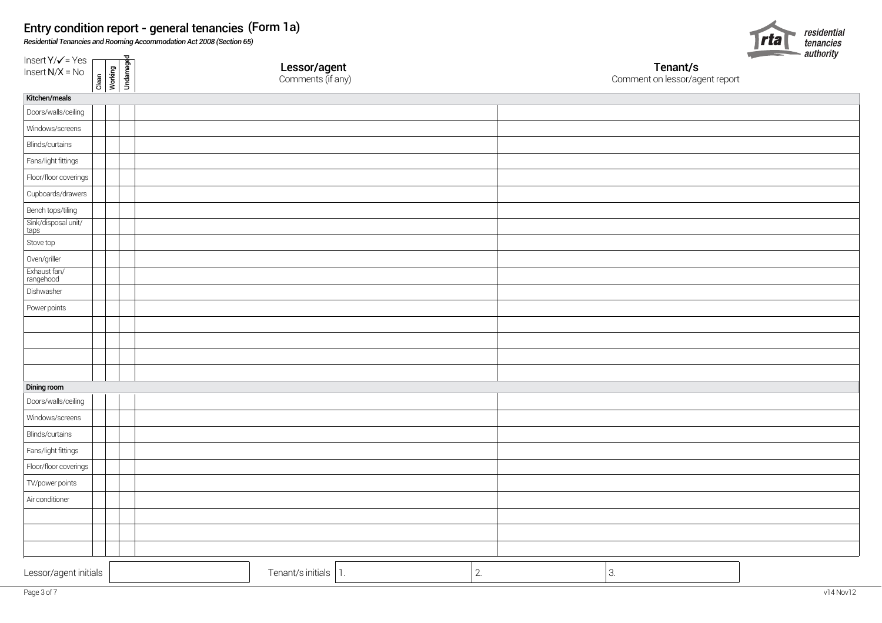# Entry condition report - general tenancies (Form 1a)

*Residential Tenancies and Rooming Accommodation Act 2008 (Section 65)*

residential tenancies authority

Insert Y/✓ = Yes
Insert N/X = No

| | Clean | Working | Undamaged | Lessor/agent Comments (if any) | Tenant/s Comment on lessor/agent report |
|---|---|---|---|---|---|
| **Kitchen/meals** | | | | | |
| Doors/walls/ceiling | | | | | |
| Windows/screens | | | | | |
| Blinds/curtains | | | | | |
| Fans/light fittings | | | | | |
| Floor/floor coverings | | | | | |
| Cupboards/drawers | | | | | |
| Bench tops/tiling | | | | | |
| Sink/disposal unit/ taps | | | | | |
| Stove top | | | | | |
| Oven/griller | | | | | |
| Exhaust fan/ rangehood | | | | | |
| Dishwasher | | | | | |
| Power points | | | | | |
| | | | | | |
| | | | | | |
| | | | | | |
| | | | | | |
| **Dining room** | | | | | |
| Doors/walls/ceiling | | | | | |
| Windows/screens | | | | | |
| Blinds/curtains | | | | | |
| Fans/light fittings | | | | | |
| Floor/floor coverings | | | | | |
| TV/power points | | | | | |
| Air conditioner | | | | | |
| | | | | | |
| | | | | | |
| | | | | | |

| Lessor/agent initials | | Tenant/s initials | 1. | 2. | 3. |
|---|---|---|---|---|---|

v14 Nov12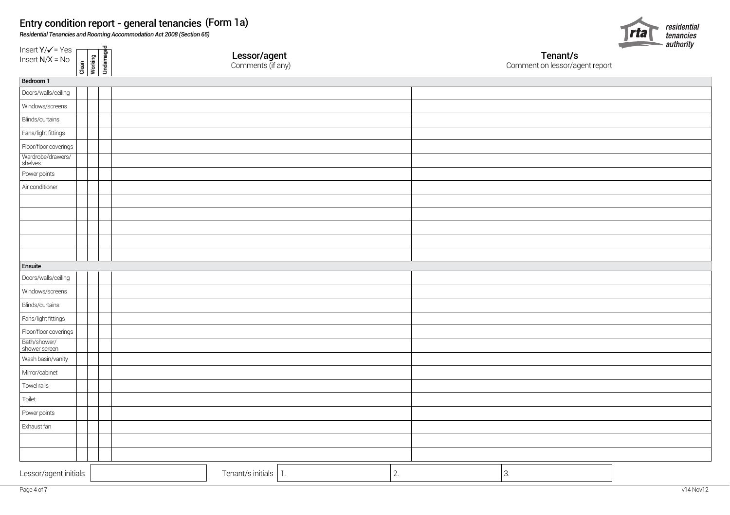# Entry condition report - general tenancies (Form 1a)

*Residential Tenancies and Rooming Accommodation Act 2008 (Section 65)*

residential tenancies authority

Insert Y/✓= Yes
Insert N/X = No

| | Clean | Working | Undamaged | Lessor/agent Comments (if any) | Tenant/s Comment on lessor/agent report |
|---|---|---|---|---|---|
| **Bedroom 1** | | | | | |
| Doors/walls/ceiling | | | | | |
| Windows/screens | | | | | |
| Blinds/curtains | | | | | |
| Fans/light fittings | | | | | |
| Floor/floor coverings | | | | | |
| Wardrobe/drawers/ shelves | | | | | |
| Power points | | | | | |
| Air conditioner | | | | | |
| | | | | | |
| | | | | | |
| | | | | | |
| | | | | | |
| | | | | | |
| **Ensuite** | | | | | |
| Doors/walls/ceiling | | | | | |
| Windows/screens | | | | | |
| Blinds/curtains | | | | | |
| Fans/light fittings | | | | | |
| Floor/floor coverings | | | | | |
| Bath/shower/ shower screen | | | | | |
| Wash basin/vanity | | | | | |
| Mirror/cabinet | | | | | |
| Towel rails | | | | | |
| Toilet | | | | | |
| Power points | | | | | |
| Exhaust fan | | | | | |
| | | | | | |
| | | | | | |

| Lessor/agent initials | | Tenant/s initials | 1. | 2. | 3. |
|---|---|---|---|---|---|

v14 Nov12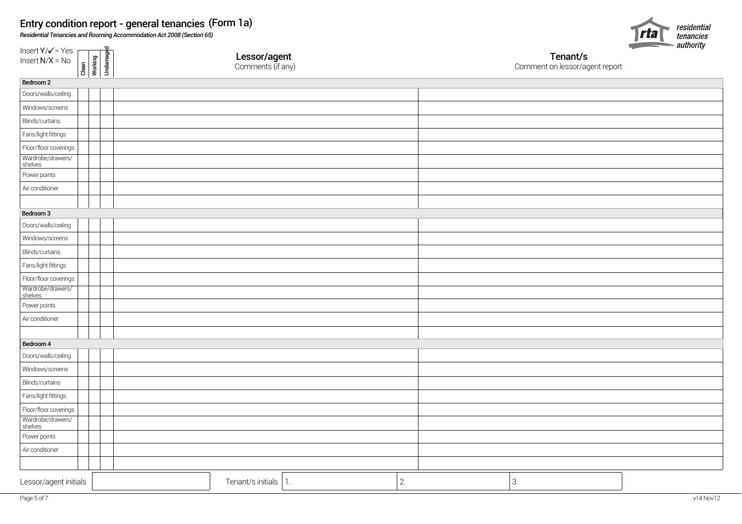# Entry condition report - general tenancies (Form 1a)

***Residential Tenancies and Rooming Accommodation Act 2008 (Section 65)***

Insert Y/✓ = Yes
Insert N/X = No

| | Clean | Working | Undamaged | Lessor/agent<br>Comments (if any) | Tenant/s<br>Comment on lessor/agent report |
|---|---|---|---|---|---|
| **Bedroom 2** | | | | | |
| Doors/walls/ceiling | | | | | |
| Windows/screens | | | | | |
| Blinds/curtains | | | | | |
| Fans/light fittings | | | | | |
| Floor/floor coverings | | | | | |
| Wardrobe/drawers/shelves | | | | | |
| Power points | | | | | |
| Air conditioner | | | | | |
| | | | | | |
| **Bedroom 3** | | | | | |
| Doors/walls/ceiling | | | | | |
| Windows/screens | | | | | |
| Blinds/curtains | | | | | |
| Fans/light fittings | | | | | |
| Floor/floor coverings | | | | | |
| Wardrobe/drawers/shelves | | | | | |
| Power points | | | | | |
| Air conditioner | | | | | |
| | | | | | |
| **Bedroom 4** | | | | | |
| Doors/walls/ceiling | | | | | |
| Windows/screens | | | | | |
| Blinds/curtains | | | | | |
| Fans/light fittings | | | | | |
| Floor/floor coverings | | | | | |
| Wardrobe/drawers/shelves | | | | | |
| Power points | | | | | |
| Air conditioner | | | | | |
| | | | | | |

| Lessor/agent initials | | Tenant/s initials | 1. | 2. | 3. |
|---|---|---|---|---|---|

v14 Nov12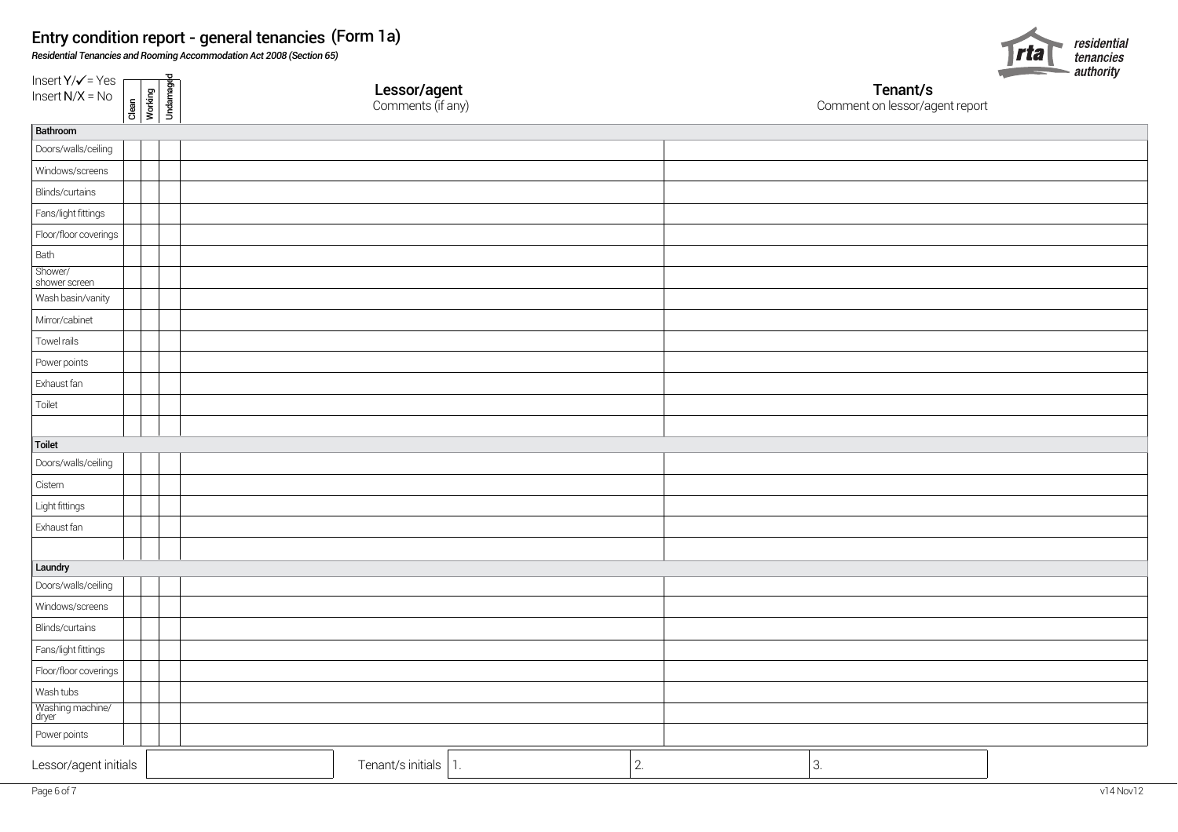# Entry condition report - general tenancies (Form 1a)

*Residential Tenancies and Rooming Accommodation Act 2008 (Section 65)*

residential tenancies authority

Insert Y/✓ = Yes
Insert N/X = No

| | Clean | Working | Undamaged | Lessor/agent Comments (if any) | Tenant/s Comment on lessor/agent report |
|---|---|---|---|---|---|
| **Bathroom** | | | | | |
| Doors/walls/ceiling | | | | | |
| Windows/screens | | | | | |
| Blinds/curtains | | | | | |
| Fans/light fittings | | | | | |
| Floor/floor coverings | | | | | |
| Bath | | | | | |
| Shower/ shower screen | | | | | |
| Wash basin/vanity | | | | | |
| Mirror/cabinet | | | | | |
| Towel rails | | | | | |
| Power points | | | | | |
| Exhaust fan | | | | | |
| Toilet | | | | | |
| | | | | | |
| **Toilet** | | | | | |
| Doors/walls/ceiling | | | | | |
| Cistern | | | | | |
| Light fittings | | | | | |
| Exhaust fan | | | | | |
| | | | | | |
| **Laundry** | | | | | |
| Doors/walls/ceiling | | | | | |
| Windows/screens | | | | | |
| Blinds/curtains | | | | | |
| Fans/light fittings | | | | | |
| Floor/floor coverings | | | | | |
| Wash tubs | | | | | |
| Washing machine/ dryer | | | | | |
| Power points | | | | | |

| Lessor/agent initials | | Tenant/s initials | 1. | 2. | 3. |
|---|---|---|---|---|---|

v14 Nov12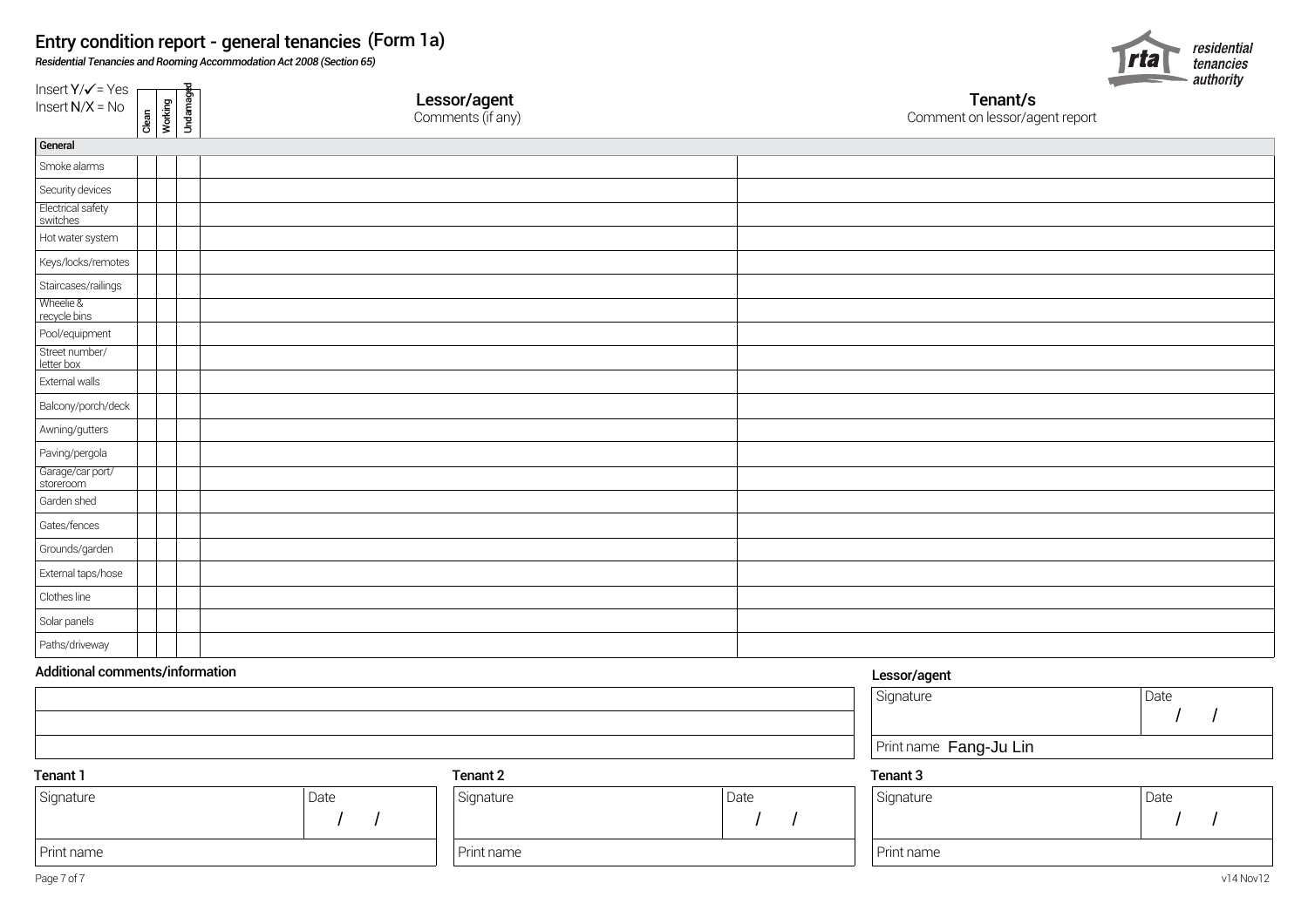# Entry condition report - general tenancies (Form 1a)

*Residential Tenancies and Rooming Accommodation Act 2008 (Section 65)*

residential tenancies authority

Insert Y/✓ = Yes
Insert N/X = No

| | Clean | Working | Undamaged | Lessor/agent<br>Comments (if any) | Tenant/s<br>Comment on lessor/agent report |
|---|---|---|---|---|---|
| **General** | | | | | |
| Smoke alarms | | | | | |
| Security devices | | | | | |
| Electrical safety switches | | | | | |
| Hot water system | | | | | |
| Keys/locks/remotes | | | | | |
| Staircases/railings | | | | | |
| Wheelie & recycle bins | | | | | |
| Pool/equipment | | | | | |
| Street number/ letter box | | | | | |
| External walls | | | | | |
| Balcony/porch/deck | | | | | |
| Awning/gutters | | | | | |
| Paving/pergola | | | | | |
| Garage/car port/ storeroom | | | | | |
| Garden shed | | | | | |
| Gates/fences | | | | | |
| Grounds/garden | | | | | |
| External taps/hose | | | | | |
| Clothes line | | | | | |
| Solar panels | | | | | |
| Paths/driveway | | | | | |

## Additional comments/information

| |
|---|
| |
| |
| |

## Lessor/agent

| | |
|---|---|
| Signature | Date / / |
| Print name Fang-Ju Lin | |

## Tenant 1

| | |
|---|---|
| Signature | Date / / |
| Print name | |

## Tenant 2

| | |
|---|---|
| Signature | Date / / |
| Print name | |

## Tenant 3

| | |
|---|---|
| Signature | Date / / |
| Print name | |

v14 Nov12